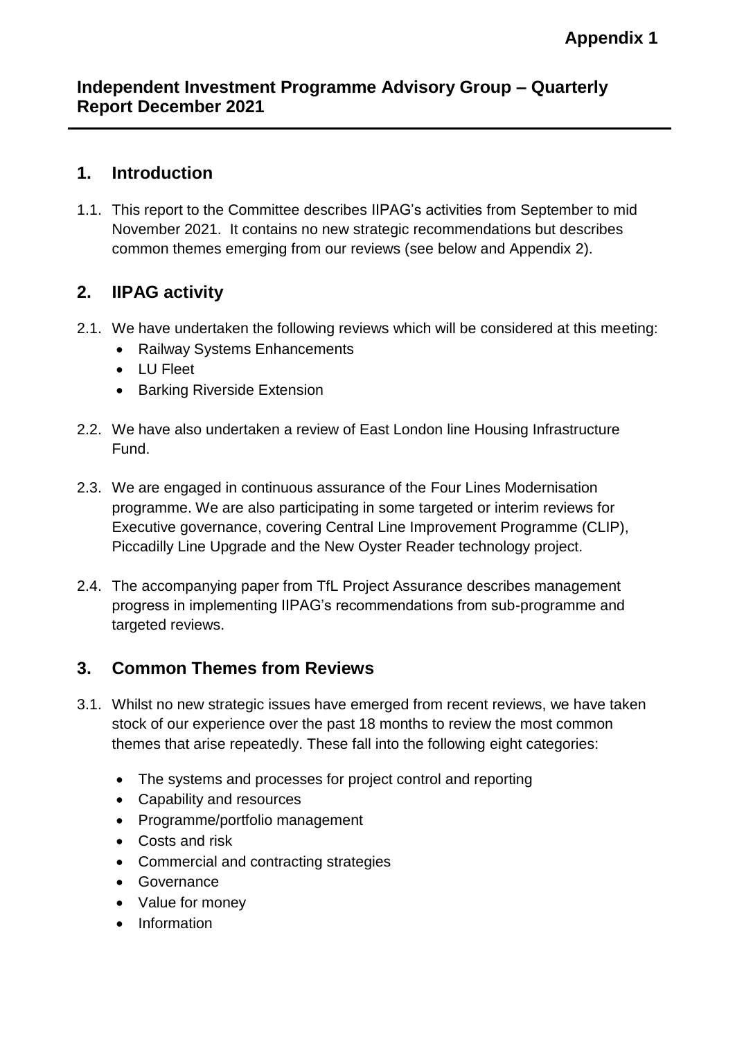**Appendix 1**

# Independent Investment Programme Advisory Group – Quarterly Report December 2021

## 1. Introduction

1.1. This report to the Committee describes IIPAG's activities from September to mid November 2021. It contains no new strategic recommendations but describes common themes emerging from our reviews (see below and Appendix 2).

## 2. IIPAG activity

2.1. We have undertaken the following reviews which will be considered at this meeting:

- Railway Systems Enhancements
- LU Fleet
- Barking Riverside Extension

2.2. We have also undertaken a review of East London line Housing Infrastructure Fund.

2.3. We are engaged in continuous assurance of the Four Lines Modernisation programme. We are also participating in some targeted or interim reviews for Executive governance, covering Central Line Improvement Programme (CLIP), Piccadilly Line Upgrade and the New Oyster Reader technology project.

2.4. The accompanying paper from TfL Project Assurance describes management progress in implementing IIPAG's recommendations from sub-programme and targeted reviews.

## 3. Common Themes from Reviews

3.1. Whilst no new strategic issues have emerged from recent reviews, we have taken stock of our experience over the past 18 months to review the most common themes that arise repeatedly. These fall into the following eight categories:

- The systems and processes for project control and reporting
- Capability and resources
- Programme/portfolio management
- Costs and risk
- Commercial and contracting strategies
- Governance
- Value for money
- Information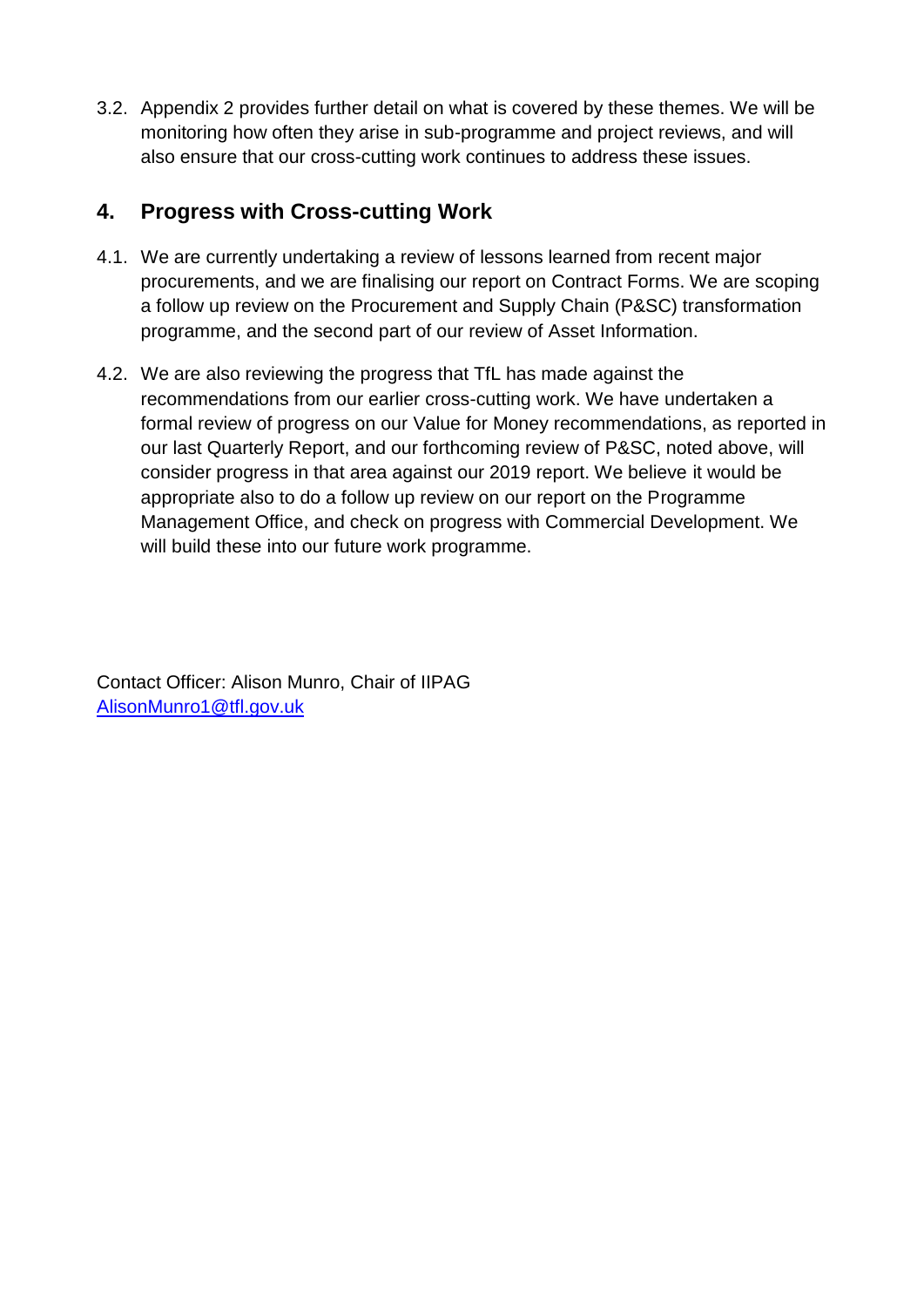3.2. Appendix 2 provides further detail on what is covered by these themes. We will be monitoring how often they arise in sub-programme and project reviews, and will also ensure that our cross-cutting work continues to address these issues.

## 4. Progress with Cross-cutting Work

4.1. We are currently undertaking a review of lessons learned from recent major procurements, and we are finalising our report on Contract Forms. We are scoping a follow up review on the Procurement and Supply Chain (P&SC) transformation programme, and the second part of our review of Asset Information.

4.2. We are also reviewing the progress that TfL has made against the recommendations from our earlier cross-cutting work. We have undertaken a formal review of progress on our Value for Money recommendations, as reported in our last Quarterly Report, and our forthcoming review of P&SC, noted above, will consider progress in that area against our 2019 report. We believe it would be appropriate also to do a follow up review on our report on the Programme Management Office, and check on progress with Commercial Development. We will build these into our future work programme.

Contact Officer: Alison Munro, Chair of IIPAG
AlisonMunro1@tfl.gov.uk